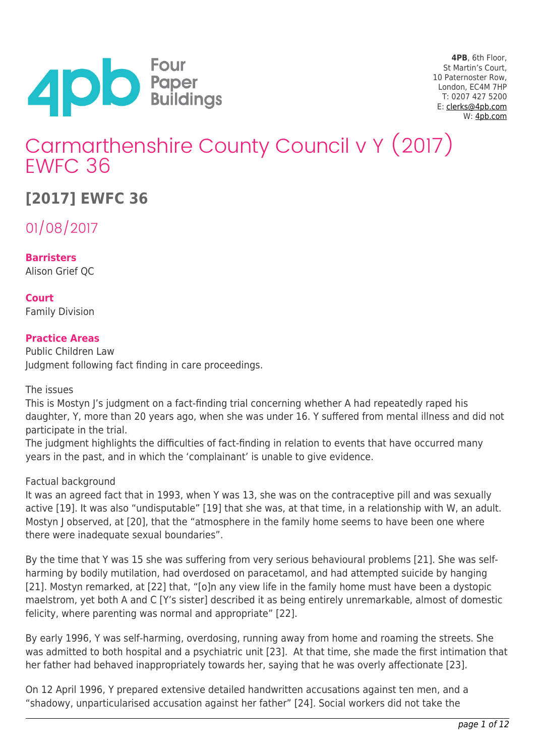# Carmarthenshire County Council v Y (2017) EWFC 36

## [2017] EWFC 36

01/08/2017

**Barristers**
Alison Grief QC

**Court**
Family Division

**Practice Areas**
Public Children Law
Judgment following fact finding in care proceedings.

The issues
This is Mostyn J's judgment on a fact-finding trial concerning whether A had repeatedly raped his daughter, Y, more than 20 years ago, when she was under 16. Y suffered from mental illness and did not participate in the trial.
The judgment highlights the difficulties of fact-finding in relation to events that have occurred many years in the past, and in which the 'complainant' is unable to give evidence.

Factual background
It was an agreed fact that in 1993, when Y was 13, she was on the contraceptive pill and was sexually active [19]. It was also "undisputable" [19] that she was, at that time, in a relationship with W, an adult. Mostyn J observed, at [20], that the "atmosphere in the family home seems to have been one where there were inadequate sexual boundaries".

By the time that Y was 15 she was suffering from very serious behavioural problems [21]. She was self-harming by bodily mutilation, had overdosed on paracetamol, and had attempted suicide by hanging [21]. Mostyn remarked, at [22] that, "[o]n any view life in the family home must have been a dystopic maelstrom, yet both A and C [Y's sister] described it as being entirely unremarkable, almost of domestic felicity, where parenting was normal and appropriate" [22].

By early 1996, Y was self-harming, overdosing, running away from home and roaming the streets. She was admitted to both hospital and a psychiatric unit [23]. At that time, she made the first intimation that her father had behaved inappropriately towards her, saying that he was overly affectionate [23].

On 12 April 1996, Y prepared extensive detailed handwritten accusations against ten men, and a "shadowy, unparticularised accusation against her father" [24]. Social workers did not take the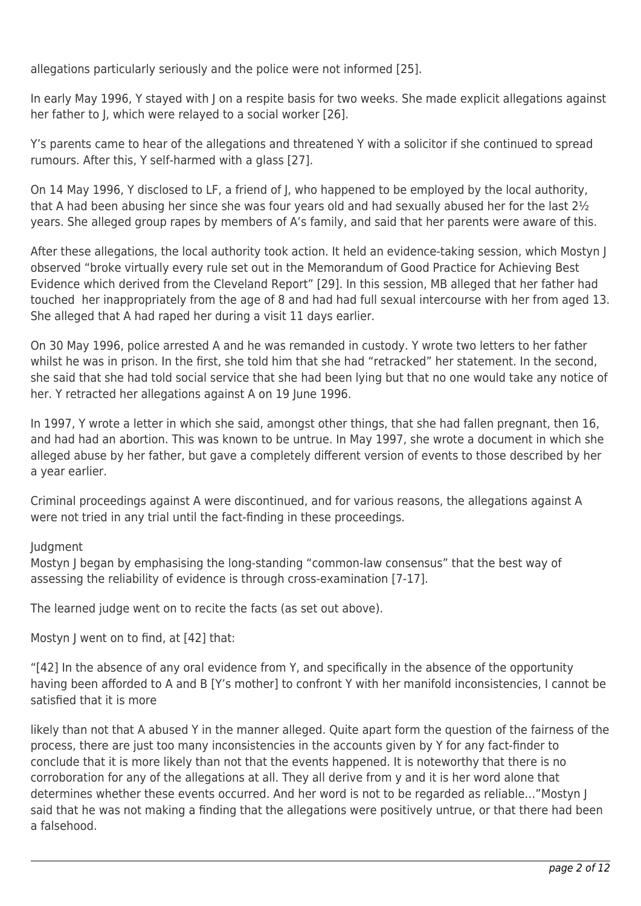allegations particularly seriously and the police were not informed [25].

In early May 1996, Y stayed with J on a respite basis for two weeks. She made explicit allegations against her father to J, which were relayed to a social worker [26].

Y's parents came to hear of the allegations and threatened Y with a solicitor if she continued to spread rumours. After this, Y self-harmed with a glass [27].

On 14 May 1996, Y disclosed to LF, a friend of J, who happened to be employed by the local authority, that A had been abusing her since she was four years old and had sexually abused her for the last 2½ years. She alleged group rapes by members of A's family, and said that her parents were aware of this.

After these allegations, the local authority took action. It held an evidence-taking session, which Mostyn J observed "broke virtually every rule set out in the Memorandum of Good Practice for Achieving Best Evidence which derived from the Cleveland Report" [29]. In this session, MB alleged that her father had touched her inappropriately from the age of 8 and had had full sexual intercourse with her from aged 13. She alleged that A had raped her during a visit 11 days earlier.

On 30 May 1996, police arrested A and he was remanded in custody. Y wrote two letters to her father whilst he was in prison. In the first, she told him that she had "retracked" her statement. In the second, she said that she had told social service that she had been lying but that no one would take any notice of her. Y retracted her allegations against A on 19 June 1996.

In 1997, Y wrote a letter in which she said, amongst other things, that she had fallen pregnant, then 16, and had had an abortion. This was known to be untrue. In May 1997, she wrote a document in which she alleged abuse by her father, but gave a completely different version of events to those described by her a year earlier.

Criminal proceedings against A were discontinued, and for various reasons, the allegations against A were not tried in any trial until the fact-finding in these proceedings.

Judgment

Mostyn J began by emphasising the long-standing "common-law consensus" that the best way of assessing the reliability of evidence is through cross-examination [7-17].

The learned judge went on to recite the facts (as set out above).

Mostyn J went on to find, at [42] that:

"[42] In the absence of any oral evidence from Y, and specifically in the absence of the opportunity having been afforded to A and B [Y's mother] to confront Y with her manifold inconsistencies, I cannot be satisfied that it is more likely than not that A abused Y in the manner alleged. Quite apart form the question of the fairness of the process, there are just too many inconsistencies in the accounts given by Y for any fact-finder to conclude that it is more likely than not that the events happened. It is noteworthy that there is no corroboration for any of the allegations at all. They all derive from y and it is her word alone that determines whether these events occurred. And her word is not to be regarded as reliable…"Mostyn J said that he was not making a finding that the allegations were positively untrue, or that there had been a falsehood.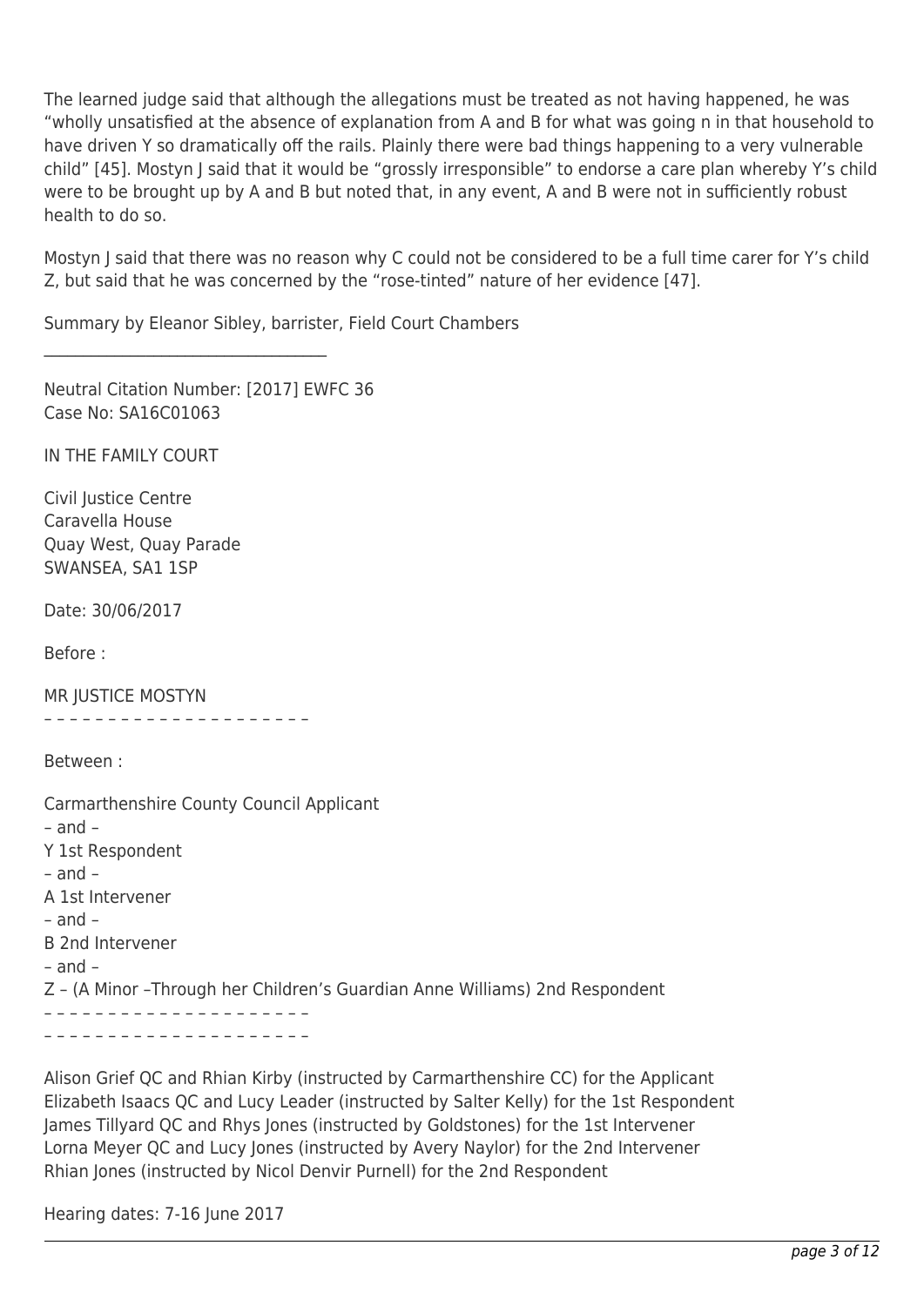The learned judge said that although the allegations must be treated as not having happened, he was "wholly unsatisfied at the absence of explanation from A and B for what was going n in that household to have driven Y so dramatically off the rails. Plainly there were bad things happening to a very vulnerable child" [45]. Mostyn J said that it would be "grossly irresponsible" to endorse a care plan whereby Y's child were to be brought up by A and B but noted that, in any event, A and B were not in sufficiently robust health to do so.

Mostyn J said that there was no reason why C could not be considered to be a full time carer for Y's child Z, but said that he was concerned by the "rose-tinted" nature of her evidence [47].

Summary by Eleanor Sibley, barrister, Field Court Chambers

---

Neutral Citation Number: [2017] EWFC 36
Case No: SA16C01063

IN THE FAMILY COURT

Civil Justice Centre
Caravella House
Quay West, Quay Parade
SWANSEA, SA1 1SP

Date: 30/06/2017

Before :

MR JUSTICE MOSTYN

– – – – – – – – – – – – – – – – – – – – –

Between :

Carmarthenshire County Council Applicant
– and –
Y 1st Respondent
– and –
A 1st Intervener
– and –
B 2nd Intervener
– and –
Z – (A Minor –Through her Children's Guardian Anne Williams) 2nd Respondent

– – – – – – – – – – – – – – – – – – – – –
– – – – – – – – – – – – – – – – – – – – –

Alison Grief QC and Rhian Kirby (instructed by Carmarthenshire CC) for the Applicant
Elizabeth Isaacs QC and Lucy Leader (instructed by Salter Kelly) for the 1st Respondent
James Tillyard QC and Rhys Jones (instructed by Goldstones) for the 1st Intervener
Lorna Meyer QC and Lucy Jones (instructed by Avery Naylor) for the 2nd Intervener
Rhian Jones (instructed by Nicol Denvir Purnell) for the 2nd Respondent

Hearing dates: 7-16 June 2017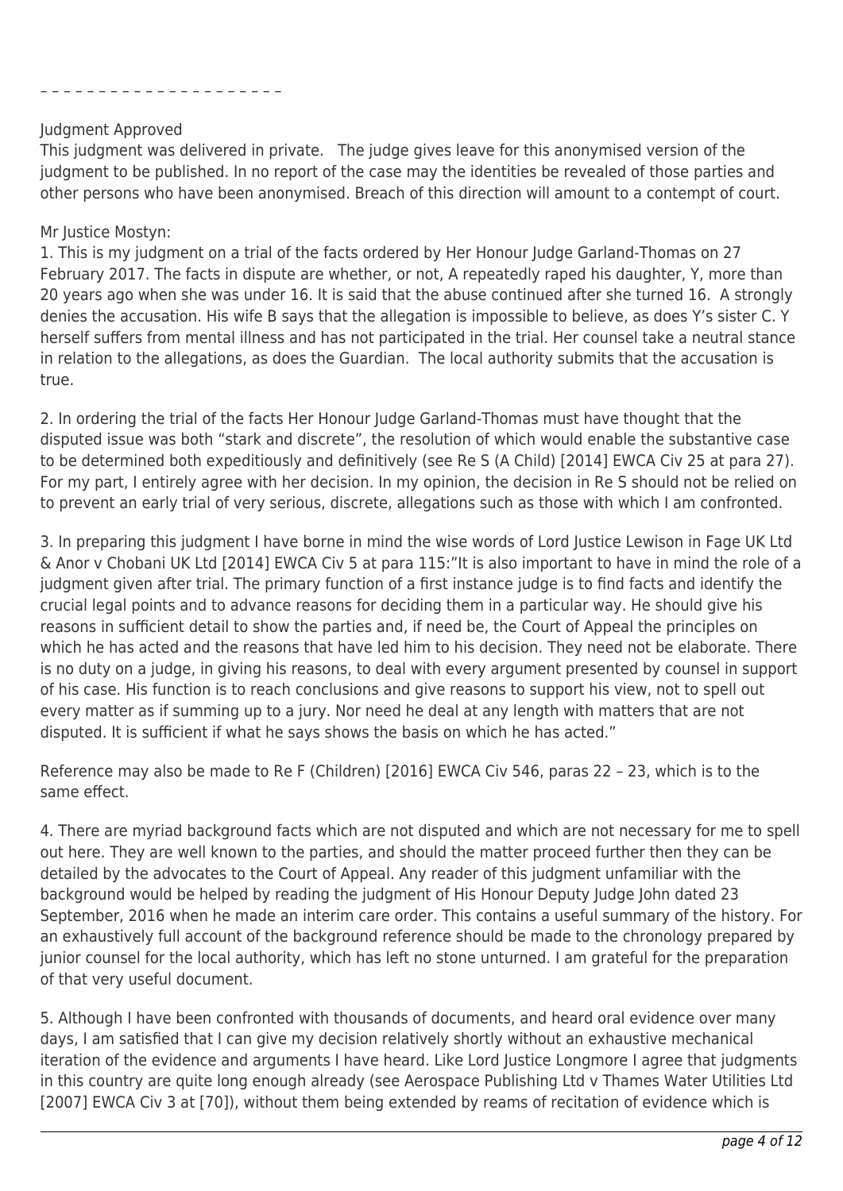_ _ _ _ _ _ _ _ _ _ _ _ _ _ _ _ _ _ _ _ _

Judgment Approved

This judgment was delivered in private. The judge gives leave for this anonymised version of the judgment to be published. In no report of the case may the identities be revealed of those parties and other persons who have been anonymised. Breach of this direction will amount to a contempt of court.

Mr Justice Mostyn:

1. This is my judgment on a trial of the facts ordered by Her Honour Judge Garland-Thomas on 27 February 2017. The facts in dispute are whether, or not, A repeatedly raped his daughter, Y, more than 20 years ago when she was under 16. It is said that the abuse continued after she turned 16. A strongly denies the accusation. His wife B says that the allegation is impossible to believe, as does Y's sister C. Y herself suffers from mental illness and has not participated in the trial. Her counsel take a neutral stance in relation to the allegations, as does the Guardian. The local authority submits that the accusation is true.

2. In ordering the trial of the facts Her Honour Judge Garland-Thomas must have thought that the disputed issue was both "stark and discrete", the resolution of which would enable the substantive case to be determined both expeditiously and definitively (see Re S (A Child) [2014] EWCA Civ 25 at para 27). For my part, I entirely agree with her decision. In my opinion, the decision in Re S should not be relied on to prevent an early trial of very serious, discrete, allegations such as those with which I am confronted.

3. In preparing this judgment I have borne in mind the wise words of Lord Justice Lewison in Fage UK Ltd & Anor v Chobani UK Ltd [2014] EWCA Civ 5 at para 115:"It is also important to have in mind the role of a judgment given after trial. The primary function of a first instance judge is to find facts and identify the crucial legal points and to advance reasons for deciding them in a particular way. He should give his reasons in sufficient detail to show the parties and, if need be, the Court of Appeal the principles on which he has acted and the reasons that have led him to his decision. They need not be elaborate. There is no duty on a judge, in giving his reasons, to deal with every argument presented by counsel in support of his case. His function is to reach conclusions and give reasons to support his view, not to spell out every matter as if summing up to a jury. Nor need he deal at any length with matters that are not disputed. It is sufficient if what he says shows the basis on which he has acted."

Reference may also be made to Re F (Children) [2016] EWCA Civ 546, paras 22 – 23, which is to the same effect.

4. There are myriad background facts which are not disputed and which are not necessary for me to spell out here. They are well known to the parties, and should the matter proceed further then they can be detailed by the advocates to the Court of Appeal. Any reader of this judgment unfamiliar with the background would be helped by reading the judgment of His Honour Deputy Judge John dated 23 September, 2016 when he made an interim care order. This contains a useful summary of the history. For an exhaustively full account of the background reference should be made to the chronology prepared by junior counsel for the local authority, which has left no stone unturned. I am grateful for the preparation of that very useful document.

5. Although I have been confronted with thousands of documents, and heard oral evidence over many days, I am satisfied that I can give my decision relatively shortly without an exhaustive mechanical iteration of the evidence and arguments I have heard. Like Lord Justice Longmore I agree that judgments in this country are quite long enough already (see Aerospace Publishing Ltd v Thames Water Utilities Ltd [2007] EWCA Civ 3 at [70]), without them being extended by reams of recitation of evidence which is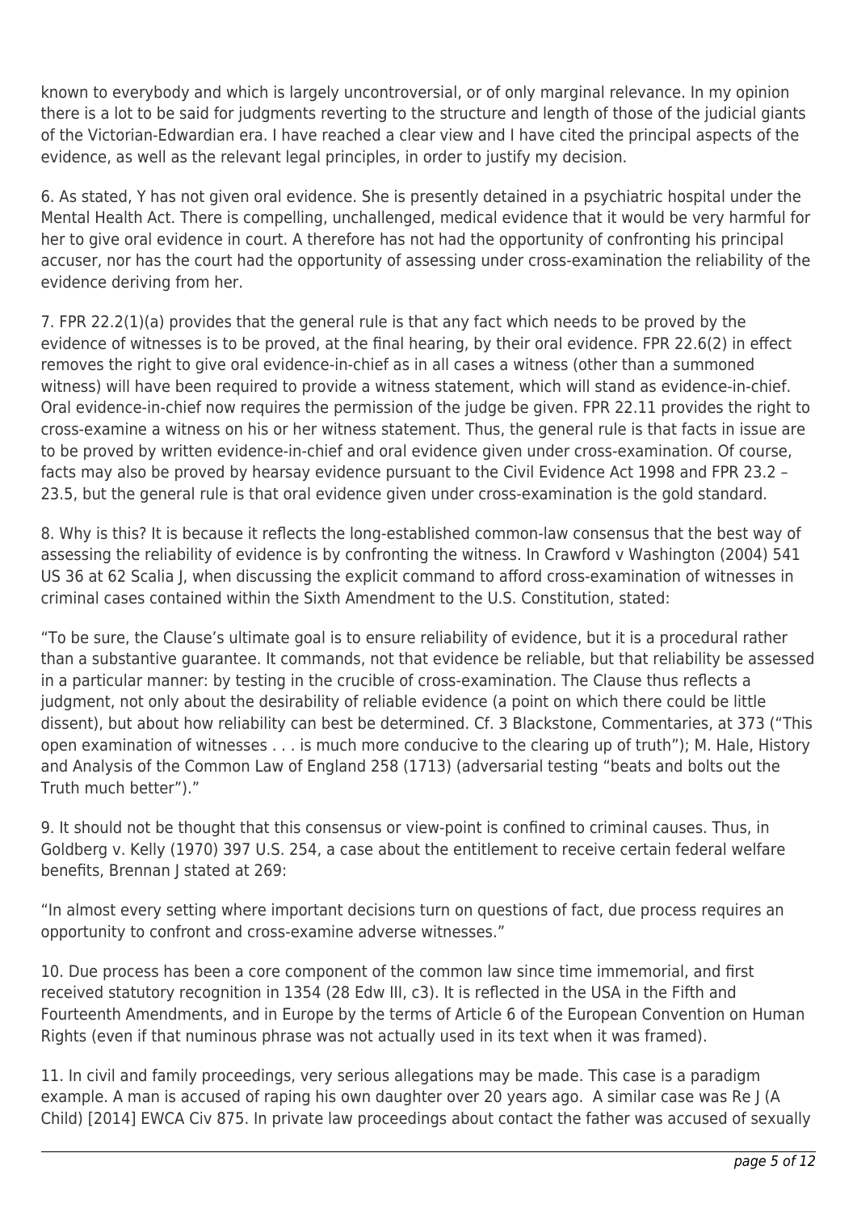known to everybody and which is largely uncontroversial, or of only marginal relevance. In my opinion there is a lot to be said for judgments reverting to the structure and length of those of the judicial giants of the Victorian-Edwardian era. I have reached a clear view and I have cited the principal aspects of the evidence, as well as the relevant legal principles, in order to justify my decision.

6. As stated, Y has not given oral evidence. She is presently detained in a psychiatric hospital under the Mental Health Act. There is compelling, unchallenged, medical evidence that it would be very harmful for her to give oral evidence in court. A therefore has not had the opportunity of confronting his principal accuser, nor has the court had the opportunity of assessing under cross-examination the reliability of the evidence deriving from her.

7. FPR 22.2(1)(a) provides that the general rule is that any fact which needs to be proved by the evidence of witnesses is to be proved, at the final hearing, by their oral evidence. FPR 22.6(2) in effect removes the right to give oral evidence-in-chief as in all cases a witness (other than a summoned witness) will have been required to provide a witness statement, which will stand as evidence-in-chief. Oral evidence-in-chief now requires the permission of the judge be given. FPR 22.11 provides the right to cross-examine a witness on his or her witness statement. Thus, the general rule is that facts in issue are to be proved by written evidence-in-chief and oral evidence given under cross-examination. Of course, facts may also be proved by hearsay evidence pursuant to the Civil Evidence Act 1998 and FPR 23.2 – 23.5, but the general rule is that oral evidence given under cross-examination is the gold standard.

8. Why is this? It is because it reflects the long-established common-law consensus that the best way of assessing the reliability of evidence is by confronting the witness. In Crawford v Washington (2004) 541 US 36 at 62 Scalia J, when discussing the explicit command to afford cross-examination of witnesses in criminal cases contained within the Sixth Amendment to the U.S. Constitution, stated:

"To be sure, the Clause's ultimate goal is to ensure reliability of evidence, but it is a procedural rather than a substantive guarantee. It commands, not that evidence be reliable, but that reliability be assessed in a particular manner: by testing in the crucible of cross-examination. The Clause thus reflects a judgment, not only about the desirability of reliable evidence (a point on which there could be little dissent), but about how reliability can best be determined. Cf. 3 Blackstone, Commentaries, at 373 ("This open examination of witnesses . . . is much more conducive to the clearing up of truth"); M. Hale, History and Analysis of the Common Law of England 258 (1713) (adversarial testing "beats and bolts out the Truth much better")."

9. It should not be thought that this consensus or view-point is confined to criminal causes. Thus, in Goldberg v. Kelly (1970) 397 U.S. 254, a case about the entitlement to receive certain federal welfare benefits, Brennan J stated at 269:

"In almost every setting where important decisions turn on questions of fact, due process requires an opportunity to confront and cross-examine adverse witnesses."

10. Due process has been a core component of the common law since time immemorial, and first received statutory recognition in 1354 (28 Edw III, c3). It is reflected in the USA in the Fifth and Fourteenth Amendments, and in Europe by the terms of Article 6 of the European Convention on Human Rights (even if that numinous phrase was not actually used in its text when it was framed).

11. In civil and family proceedings, very serious allegations may be made. This case is a paradigm example. A man is accused of raping his own daughter over 20 years ago. A similar case was Re J (A Child) [2014] EWCA Civ 875. In private law proceedings about contact the father was accused of sexually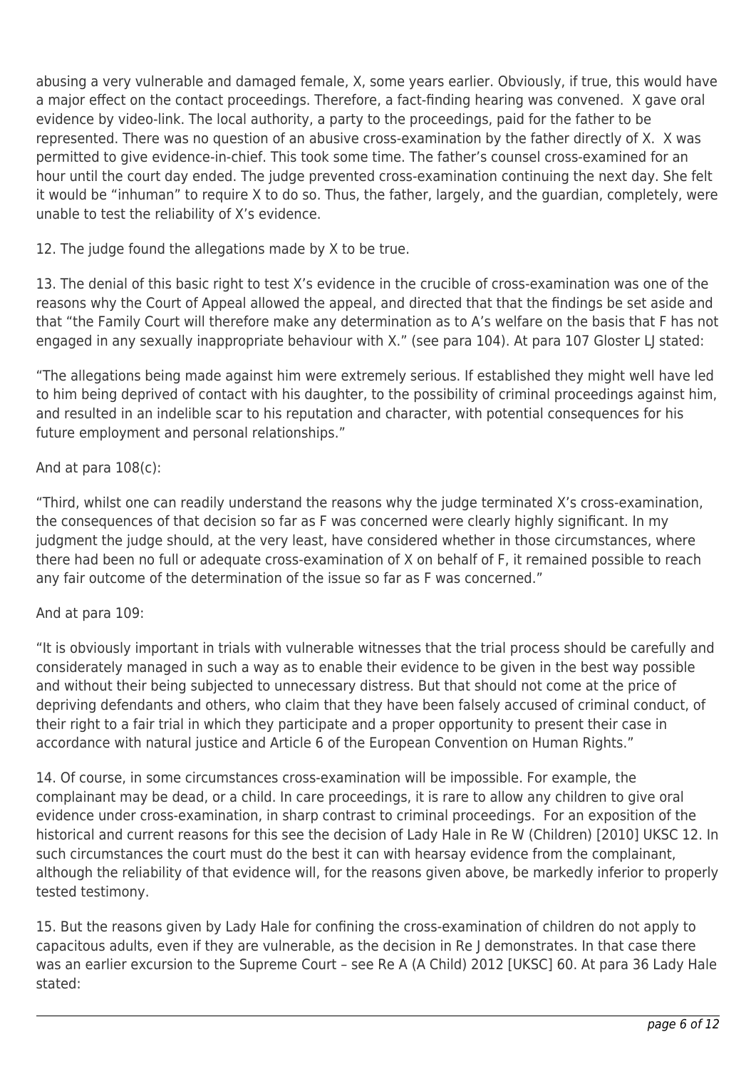abusing a very vulnerable and damaged female, X, some years earlier. Obviously, if true, this would have a major effect on the contact proceedings. Therefore, a fact-finding hearing was convened. X gave oral evidence by video-link. The local authority, a party to the proceedings, paid for the father to be represented. There was no question of an abusive cross-examination by the father directly of X. X was permitted to give evidence-in-chief. This took some time. The father's counsel cross-examined for an hour until the court day ended. The judge prevented cross-examination continuing the next day. She felt it would be "inhuman" to require X to do so. Thus, the father, largely, and the guardian, completely, were unable to test the reliability of X's evidence.

12. The judge found the allegations made by X to be true.

13. The denial of this basic right to test X's evidence in the crucible of cross-examination was one of the reasons why the Court of Appeal allowed the appeal, and directed that that the findings be set aside and that "the Family Court will therefore make any determination as to A's welfare on the basis that F has not engaged in any sexually inappropriate behaviour with X." (see para 104). At para 107 Gloster LJ stated:

"The allegations being made against him were extremely serious. If established they might well have led to him being deprived of contact with his daughter, to the possibility of criminal proceedings against him, and resulted in an indelible scar to his reputation and character, with potential consequences for his future employment and personal relationships."

And at para 108(c):

"Third, whilst one can readily understand the reasons why the judge terminated X's cross-examination, the consequences of that decision so far as F was concerned were clearly highly significant. In my judgment the judge should, at the very least, have considered whether in those circumstances, where there had been no full or adequate cross-examination of X on behalf of F, it remained possible to reach any fair outcome of the determination of the issue so far as F was concerned."

And at para 109:

"It is obviously important in trials with vulnerable witnesses that the trial process should be carefully and considerately managed in such a way as to enable their evidence to be given in the best way possible and without their being subjected to unnecessary distress. But that should not come at the price of depriving defendants and others, who claim that they have been falsely accused of criminal conduct, of their right to a fair trial in which they participate and a proper opportunity to present their case in accordance with natural justice and Article 6 of the European Convention on Human Rights."

14. Of course, in some circumstances cross-examination will be impossible. For example, the complainant may be dead, or a child. In care proceedings, it is rare to allow any children to give oral evidence under cross-examination, in sharp contrast to criminal proceedings. For an exposition of the historical and current reasons for this see the decision of Lady Hale in Re W (Children) [2010] UKSC 12. In such circumstances the court must do the best it can with hearsay evidence from the complainant, although the reliability of that evidence will, for the reasons given above, be markedly inferior to properly tested testimony.

15. But the reasons given by Lady Hale for confining the cross-examination of children do not apply to capacitous adults, even if they are vulnerable, as the decision in Re J demonstrates. In that case there was an earlier excursion to the Supreme Court – see Re A (A Child) 2012 [UKSC] 60. At para 36 Lady Hale stated: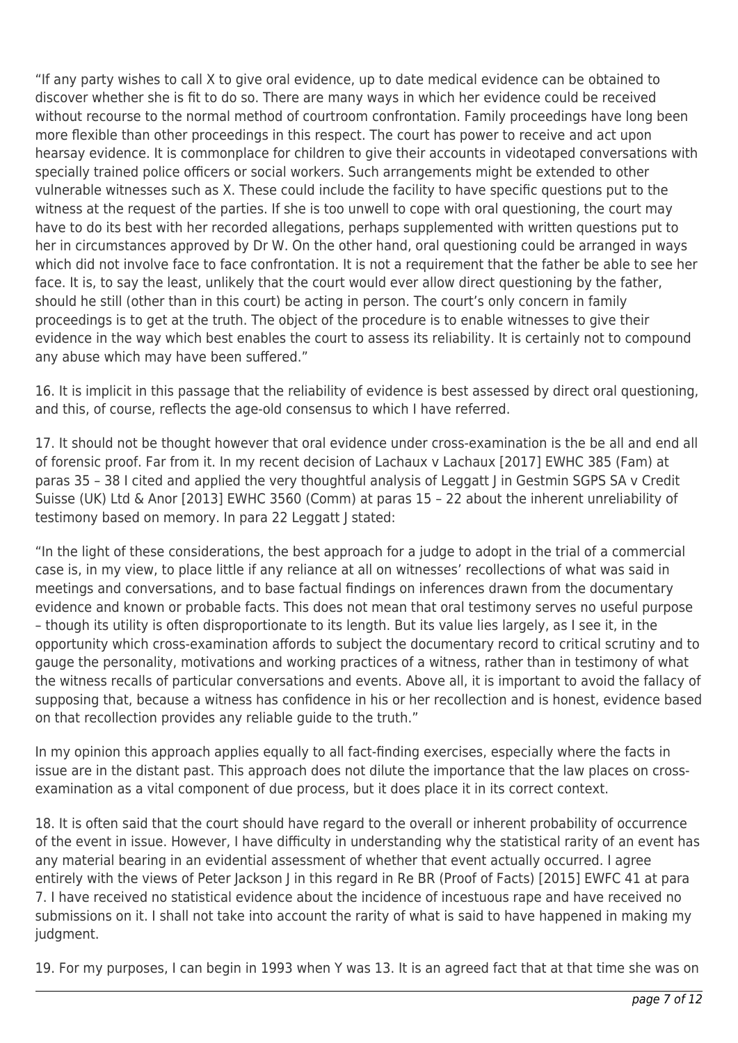"If any party wishes to call X to give oral evidence, up to date medical evidence can be obtained to discover whether she is fit to do so. There are many ways in which her evidence could be received without recourse to the normal method of courtroom confrontation. Family proceedings have long been more flexible than other proceedings in this respect. The court has power to receive and act upon hearsay evidence. It is commonplace for children to give their accounts in videotaped conversations with specially trained police officers or social workers. Such arrangements might be extended to other vulnerable witnesses such as X. These could include the facility to have specific questions put to the witness at the request of the parties. If she is too unwell to cope with oral questioning, the court may have to do its best with her recorded allegations, perhaps supplemented with written questions put to her in circumstances approved by Dr W. On the other hand, oral questioning could be arranged in ways which did not involve face to face confrontation. It is not a requirement that the father be able to see her face. It is, to say the least, unlikely that the court would ever allow direct questioning by the father, should he still (other than in this court) be acting in person. The court's only concern in family proceedings is to get at the truth. The object of the procedure is to enable witnesses to give their evidence in the way which best enables the court to assess its reliability. It is certainly not to compound any abuse which may have been suffered."

16. It is implicit in this passage that the reliability of evidence is best assessed by direct oral questioning, and this, of course, reflects the age-old consensus to which I have referred.

17. It should not be thought however that oral evidence under cross-examination is the be all and end all of forensic proof. Far from it. In my recent decision of Lachaux v Lachaux [2017] EWHC 385 (Fam) at paras 35 – 38 I cited and applied the very thoughtful analysis of Leggatt J in Gestmin SGPS SA v Credit Suisse (UK) Ltd & Anor [2013] EWHC 3560 (Comm) at paras 15 – 22 about the inherent unreliability of testimony based on memory. In para 22 Leggatt J stated:

"In the light of these considerations, the best approach for a judge to adopt in the trial of a commercial case is, in my view, to place little if any reliance at all on witnesses' recollections of what was said in meetings and conversations, and to base factual findings on inferences drawn from the documentary evidence and known or probable facts. This does not mean that oral testimony serves no useful purpose – though its utility is often disproportionate to its length. But its value lies largely, as I see it, in the opportunity which cross-examination affords to subject the documentary record to critical scrutiny and to gauge the personality, motivations and working practices of a witness, rather than in testimony of what the witness recalls of particular conversations and events. Above all, it is important to avoid the fallacy of supposing that, because a witness has confidence in his or her recollection and is honest, evidence based on that recollection provides any reliable guide to the truth."

In my opinion this approach applies equally to all fact-finding exercises, especially where the facts in issue are in the distant past. This approach does not dilute the importance that the law places on cross-examination as a vital component of due process, but it does place it in its correct context.

18. It is often said that the court should have regard to the overall or inherent probability of occurrence of the event in issue. However, I have difficulty in understanding why the statistical rarity of an event has any material bearing in an evidential assessment of whether that event actually occurred. I agree entirely with the views of Peter Jackson J in this regard in Re BR (Proof of Facts) [2015] EWFC 41 at para 7. I have received no statistical evidence about the incidence of incestuous rape and have received no submissions on it. I shall not take into account the rarity of what is said to have happened in making my judgment.

19. For my purposes, I can begin in 1993 when Y was 13. It is an agreed fact that at that time she was on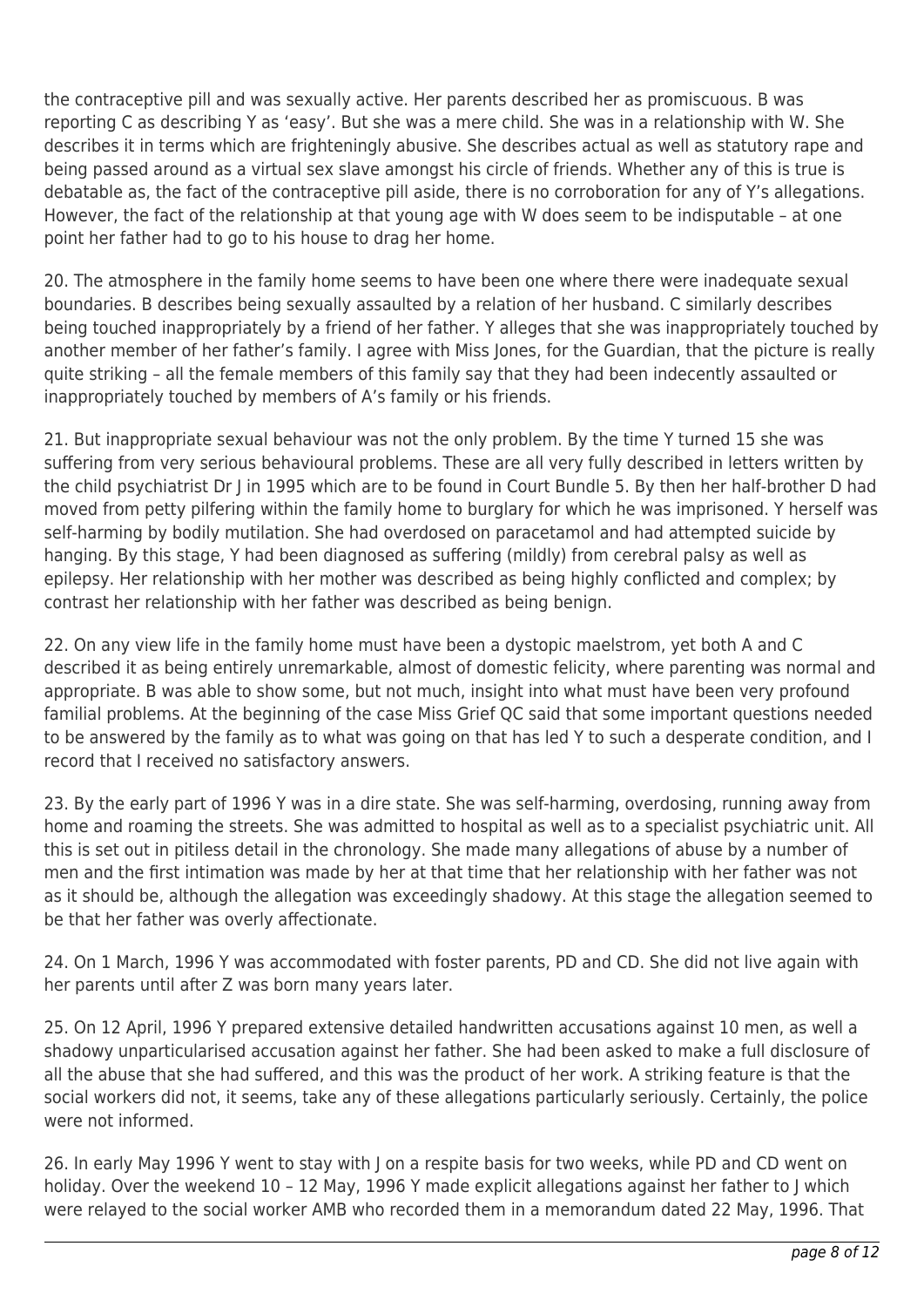the contraceptive pill and was sexually active. Her parents described her as promiscuous. B was reporting C as describing Y as 'easy'. But she was a mere child. She was in a relationship with W. She describes it in terms which are frighteningly abusive. She describes actual as well as statutory rape and being passed around as a virtual sex slave amongst his circle of friends. Whether any of this is true is debatable as, the fact of the contraceptive pill aside, there is no corroboration for any of Y's allegations. However, the fact of the relationship at that young age with W does seem to be indisputable – at one point her father had to go to his house to drag her home.

20. The atmosphere in the family home seems to have been one where there were inadequate sexual boundaries. B describes being sexually assaulted by a relation of her husband. C similarly describes being touched inappropriately by a friend of her father. Y alleges that she was inappropriately touched by another member of her father's family. I agree with Miss Jones, for the Guardian, that the picture is really quite striking – all the female members of this family say that they had been indecently assaulted or inappropriately touched by members of A's family or his friends.

21. But inappropriate sexual behaviour was not the only problem. By the time Y turned 15 she was suffering from very serious behavioural problems. These are all very fully described in letters written by the child psychiatrist Dr J in 1995 which are to be found in Court Bundle 5. By then her half-brother D had moved from petty pilfering within the family home to burglary for which he was imprisoned. Y herself was self-harming by bodily mutilation. She had overdosed on paracetamol and had attempted suicide by hanging. By this stage, Y had been diagnosed as suffering (mildly) from cerebral palsy as well as epilepsy. Her relationship with her mother was described as being highly conflicted and complex; by contrast her relationship with her father was described as being benign.

22. On any view life in the family home must have been a dystopic maelstrom, yet both A and C described it as being entirely unremarkable, almost of domestic felicity, where parenting was normal and appropriate. B was able to show some, but not much, insight into what must have been very profound familial problems. At the beginning of the case Miss Grief QC said that some important questions needed to be answered by the family as to what was going on that has led Y to such a desperate condition, and I record that I received no satisfactory answers.

23. By the early part of 1996 Y was in a dire state. She was self-harming, overdosing, running away from home and roaming the streets. She was admitted to hospital as well as to a specialist psychiatric unit. All this is set out in pitiless detail in the chronology. She made many allegations of abuse by a number of men and the first intimation was made by her at that time that her relationship with her father was not as it should be, although the allegation was exceedingly shadowy. At this stage the allegation seemed to be that her father was overly affectionate.

24. On 1 March, 1996 Y was accommodated with foster parents, PD and CD. She did not live again with her parents until after Z was born many years later.

25. On 12 April, 1996 Y prepared extensive detailed handwritten accusations against 10 men, as well a shadowy unparticularised accusation against her father. She had been asked to make a full disclosure of all the abuse that she had suffered, and this was the product of her work. A striking feature is that the social workers did not, it seems, take any of these allegations particularly seriously. Certainly, the police were not informed.

26. In early May 1996 Y went to stay with J on a respite basis for two weeks, while PD and CD went on holiday. Over the weekend 10 – 12 May, 1996 Y made explicit allegations against her father to J which were relayed to the social worker AMB who recorded them in a memorandum dated 22 May, 1996. That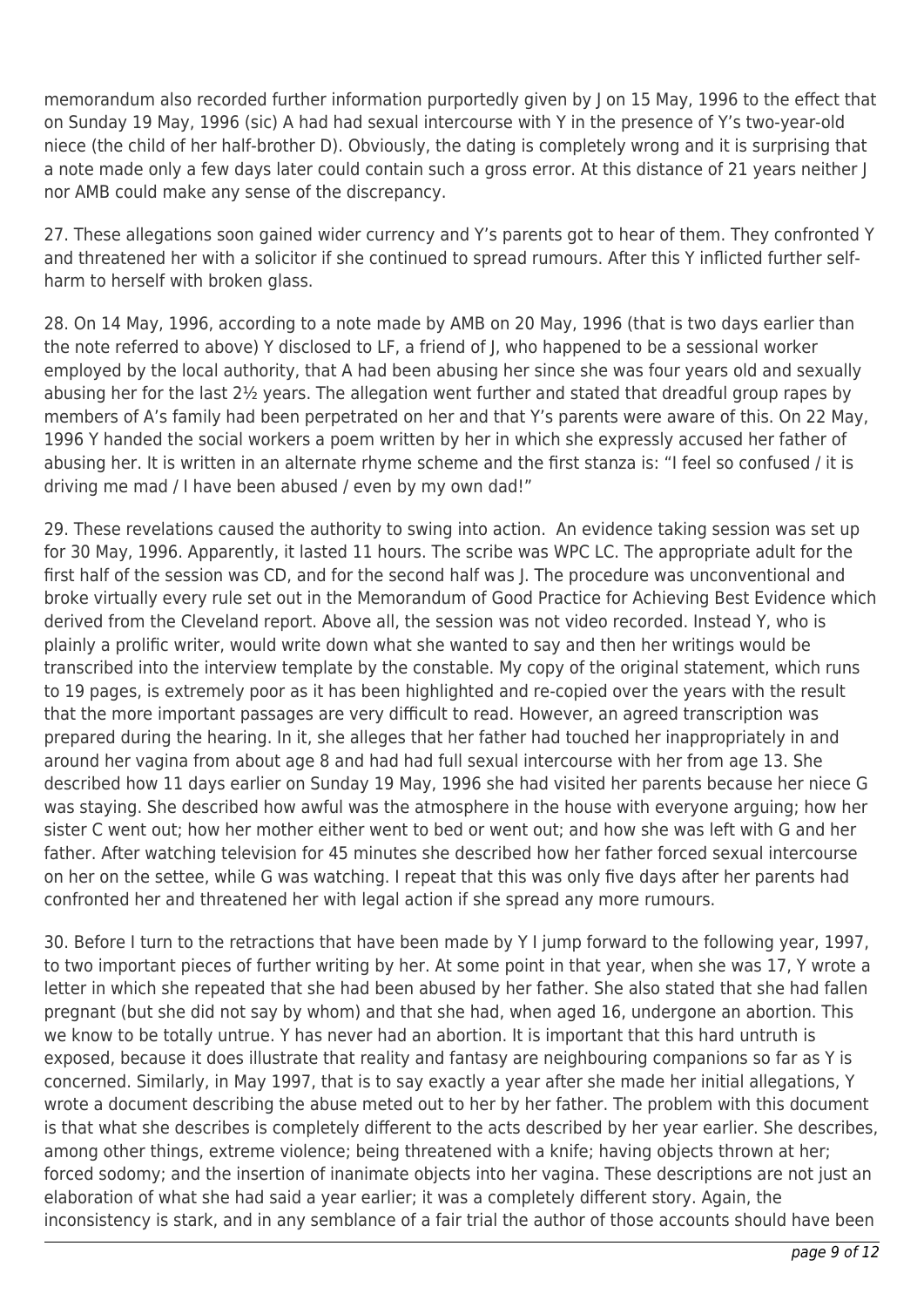memorandum also recorded further information purportedly given by J on 15 May, 1996 to the effect that on Sunday 19 May, 1996 (sic) A had had sexual intercourse with Y in the presence of Y's two-year-old niece (the child of her half-brother D). Obviously, the dating is completely wrong and it is surprising that a note made only a few days later could contain such a gross error. At this distance of 21 years neither J nor AMB could make any sense of the discrepancy.

27. These allegations soon gained wider currency and Y's parents got to hear of them. They confronted Y and threatened her with a solicitor if she continued to spread rumours. After this Y inflicted further self-harm to herself with broken glass.

28. On 14 May, 1996, according to a note made by AMB on 20 May, 1996 (that is two days earlier than the note referred to above) Y disclosed to LF, a friend of J, who happened to be a sessional worker employed by the local authority, that A had been abusing her since she was four years old and sexually abusing her for the last 2½ years. The allegation went further and stated that dreadful group rapes by members of A's family had been perpetrated on her and that Y's parents were aware of this. On 22 May, 1996 Y handed the social workers a poem written by her in which she expressly accused her father of abusing her. It is written in an alternate rhyme scheme and the first stanza is: "I feel so confused / it is driving me mad / I have been abused / even by my own dad!"

29. These revelations caused the authority to swing into action. An evidence taking session was set up for 30 May, 1996. Apparently, it lasted 11 hours. The scribe was WPC LC. The appropriate adult for the first half of the session was CD, and for the second half was J. The procedure was unconventional and broke virtually every rule set out in the Memorandum of Good Practice for Achieving Best Evidence which derived from the Cleveland report. Above all, the session was not video recorded. Instead Y, who is plainly a prolific writer, would write down what she wanted to say and then her writings would be transcribed into the interview template by the constable. My copy of the original statement, which runs to 19 pages, is extremely poor as it has been highlighted and re-copied over the years with the result that the more important passages are very difficult to read. However, an agreed transcription was prepared during the hearing. In it, she alleges that her father had touched her inappropriately in and around her vagina from about age 8 and had had full sexual intercourse with her from age 13. She described how 11 days earlier on Sunday 19 May, 1996 she had visited her parents because her niece G was staying. She described how awful was the atmosphere in the house with everyone arguing; how her sister C went out; how her mother either went to bed or went out; and how she was left with G and her father. After watching television for 45 minutes she described how her father forced sexual intercourse on her on the settee, while G was watching. I repeat that this was only five days after her parents had confronted her and threatened her with legal action if she spread any more rumours.

30. Before I turn to the retractions that have been made by Y I jump forward to the following year, 1997, to two important pieces of further writing by her. At some point in that year, when she was 17, Y wrote a letter in which she repeated that she had been abused by her father. She also stated that she had fallen pregnant (but she did not say by whom) and that she had, when aged 16, undergone an abortion. This we know to be totally untrue. Y has never had an abortion. It is important that this hard untruth is exposed, because it does illustrate that reality and fantasy are neighbouring companions so far as Y is concerned. Similarly, in May 1997, that is to say exactly a year after she made her initial allegations, Y wrote a document describing the abuse meted out to her by her father. The problem with this document is that what she describes is completely different to the acts described by her year earlier. She describes, among other things, extreme violence; being threatened with a knife; having objects thrown at her; forced sodomy; and the insertion of inanimate objects into her vagina. These descriptions are not just an elaboration of what she had said a year earlier; it was a completely different story. Again, the inconsistency is stark, and in any semblance of a fair trial the author of those accounts should have been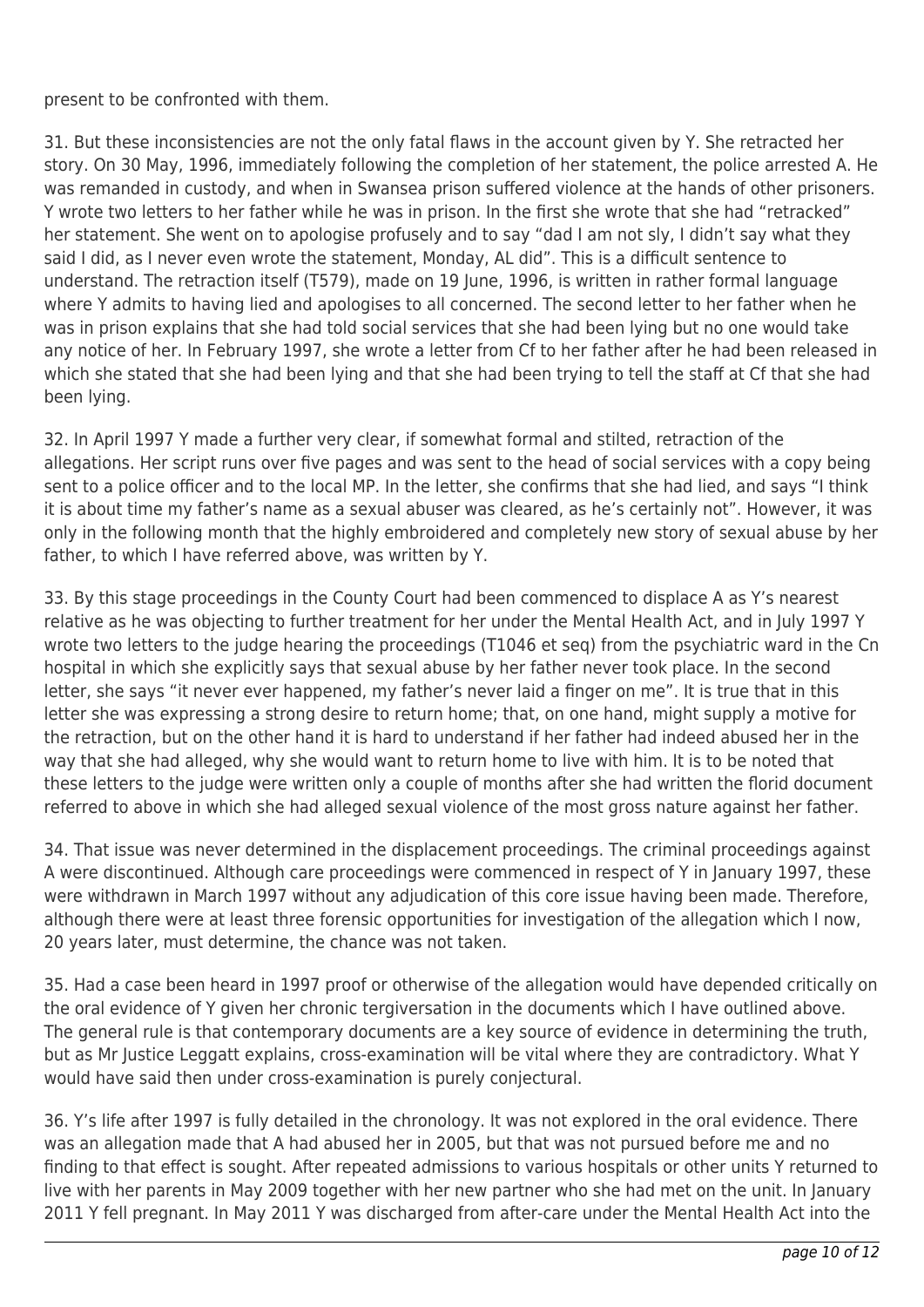present to be confronted with them.

31. But these inconsistencies are not the only fatal flaws in the account given by Y. She retracted her story. On 30 May, 1996, immediately following the completion of her statement, the police arrested A. He was remanded in custody, and when in Swansea prison suffered violence at the hands of other prisoners. Y wrote two letters to her father while he was in prison. In the first she wrote that she had "retracked" her statement. She went on to apologise profusely and to say "dad I am not sly, I didn't say what they said I did, as I never even wrote the statement, Monday, AL did". This is a difficult sentence to understand. The retraction itself (T579), made on 19 June, 1996, is written in rather formal language where Y admits to having lied and apologises to all concerned. The second letter to her father when he was in prison explains that she had told social services that she had been lying but no one would take any notice of her. In February 1997, she wrote a letter from Cf to her father after he had been released in which she stated that she had been lying and that she had been trying to tell the staff at Cf that she had been lying.

32. In April 1997 Y made a further very clear, if somewhat formal and stilted, retraction of the allegations. Her script runs over five pages and was sent to the head of social services with a copy being sent to a police officer and to the local MP. In the letter, she confirms that she had lied, and says "I think it is about time my father's name as a sexual abuser was cleared, as he's certainly not". However, it was only in the following month that the highly embroidered and completely new story of sexual abuse by her father, to which I have referred above, was written by Y.

33. By this stage proceedings in the County Court had been commenced to displace A as Y's nearest relative as he was objecting to further treatment for her under the Mental Health Act, and in July 1997 Y wrote two letters to the judge hearing the proceedings (T1046 et seq) from the psychiatric ward in the Cn hospital in which she explicitly says that sexual abuse by her father never took place. In the second letter, she says "it never ever happened, my father's never laid a finger on me". It is true that in this letter she was expressing a strong desire to return home; that, on one hand, might supply a motive for the retraction, but on the other hand it is hard to understand if her father had indeed abused her in the way that she had alleged, why she would want to return home to live with him. It is to be noted that these letters to the judge were written only a couple of months after she had written the florid document referred to above in which she had alleged sexual violence of the most gross nature against her father.

34. That issue was never determined in the displacement proceedings. The criminal proceedings against A were discontinued. Although care proceedings were commenced in respect of Y in January 1997, these were withdrawn in March 1997 without any adjudication of this core issue having been made. Therefore, although there were at least three forensic opportunities for investigation of the allegation which I now, 20 years later, must determine, the chance was not taken.

35. Had a case been heard in 1997 proof or otherwise of the allegation would have depended critically on the oral evidence of Y given her chronic tergiversation in the documents which I have outlined above. The general rule is that contemporary documents are a key source of evidence in determining the truth, but as Mr Justice Leggatt explains, cross-examination will be vital where they are contradictory. What Y would have said then under cross-examination is purely conjectural.

36. Y's life after 1997 is fully detailed in the chronology. It was not explored in the oral evidence. There was an allegation made that A had abused her in 2005, but that was not pursued before me and no finding to that effect is sought. After repeated admissions to various hospitals or other units Y returned to live with her parents in May 2009 together with her new partner who she had met on the unit. In January 2011 Y fell pregnant. In May 2011 Y was discharged from after-care under the Mental Health Act into the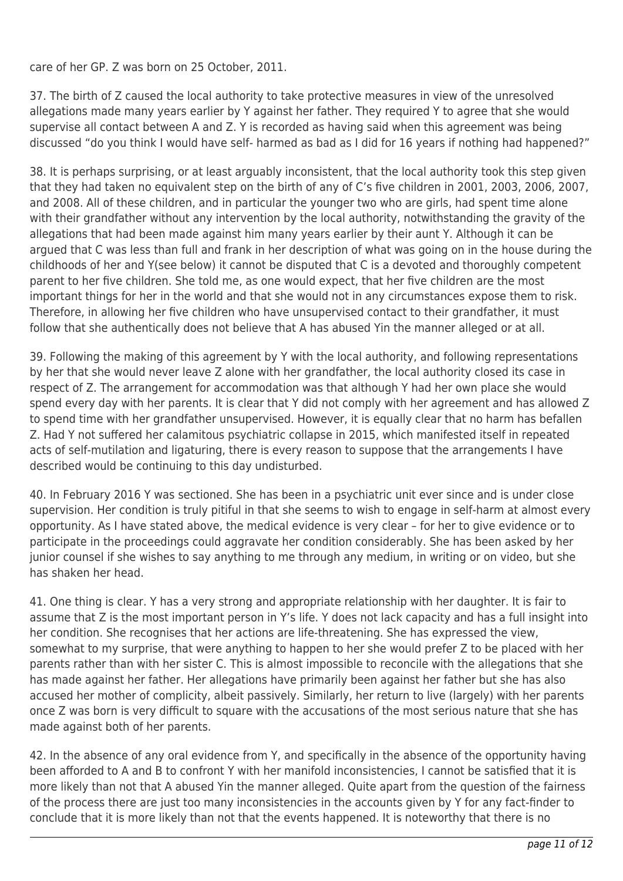care of her GP. Z was born on 25 October, 2011.

37. The birth of Z caused the local authority to take protective measures in view of the unresolved allegations made many years earlier by Y against her father. They required Y to agree that she would supervise all contact between A and Z. Y is recorded as having said when this agreement was being discussed "do you think I would have self- harmed as bad as I did for 16 years if nothing had happened?"

38. It is perhaps surprising, or at least arguably inconsistent, that the local authority took this step given that they had taken no equivalent step on the birth of any of C's five children in 2001, 2003, 2006, 2007, and 2008. All of these children, and in particular the younger two who are girls, had spent time alone with their grandfather without any intervention by the local authority, notwithstanding the gravity of the allegations that had been made against him many years earlier by their aunt Y. Although it can be argued that C was less than full and frank in her description of what was going on in the house during the childhoods of her and Y(see below) it cannot be disputed that C is a devoted and thoroughly competent parent to her five children. She told me, as one would expect, that her five children are the most important things for her in the world and that she would not in any circumstances expose them to risk. Therefore, in allowing her five children who have unsupervised contact to their grandfather, it must follow that she authentically does not believe that A has abused Yin the manner alleged or at all.

39. Following the making of this agreement by Y with the local authority, and following representations by her that she would never leave Z alone with her grandfather, the local authority closed its case in respect of Z. The arrangement for accommodation was that although Y had her own place she would spend every day with her parents. It is clear that Y did not comply with her agreement and has allowed Z to spend time with her grandfather unsupervised. However, it is equally clear that no harm has befallen Z. Had Y not suffered her calamitous psychiatric collapse in 2015, which manifested itself in repeated acts of self-mutilation and ligaturing, there is every reason to suppose that the arrangements I have described would be continuing to this day undisturbed.

40. In February 2016 Y was sectioned. She has been in a psychiatric unit ever since and is under close supervision. Her condition is truly pitiful in that she seems to wish to engage in self-harm at almost every opportunity. As I have stated above, the medical evidence is very clear – for her to give evidence or to participate in the proceedings could aggravate her condition considerably. She has been asked by her junior counsel if she wishes to say anything to me through any medium, in writing or on video, but she has shaken her head.

41. One thing is clear. Y has a very strong and appropriate relationship with her daughter. It is fair to assume that Z is the most important person in Y's life. Y does not lack capacity and has a full insight into her condition. She recognises that her actions are life-threatening. She has expressed the view, somewhat to my surprise, that were anything to happen to her she would prefer Z to be placed with her parents rather than with her sister C. This is almost impossible to reconcile with the allegations that she has made against her father. Her allegations have primarily been against her father but she has also accused her mother of complicity, albeit passively. Similarly, her return to live (largely) with her parents once Z was born is very difficult to square with the accusations of the most serious nature that she has made against both of her parents.

42. In the absence of any oral evidence from Y, and specifically in the absence of the opportunity having been afforded to A and B to confront Y with her manifold inconsistencies, I cannot be satisfied that it is more likely than not that A abused Yin the manner alleged. Quite apart from the question of the fairness of the process there are just too many inconsistencies in the accounts given by Y for any fact-finder to conclude that it is more likely than not that the events happened. It is noteworthy that there is no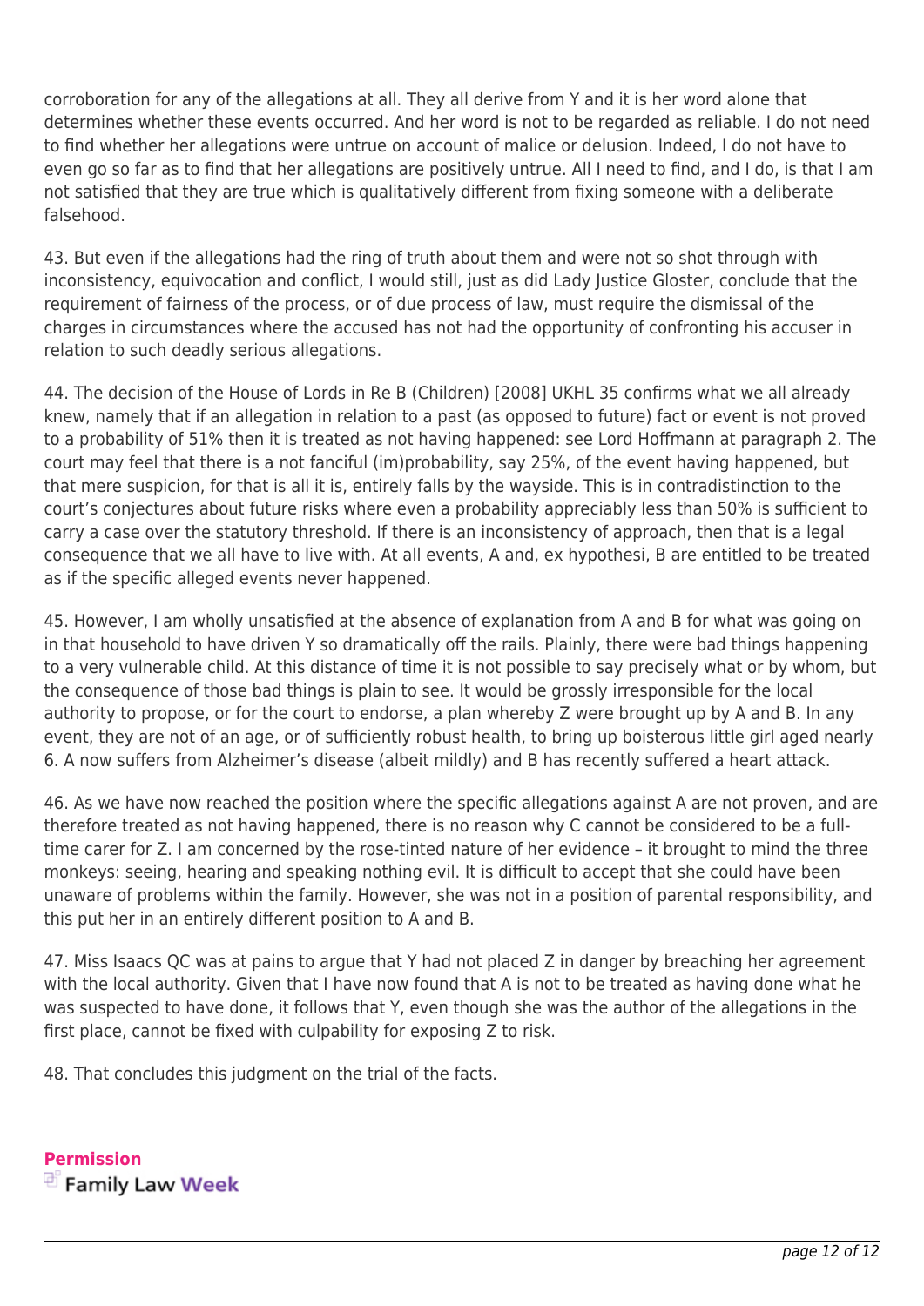corroboration for any of the allegations at all. They all derive from Y and it is her word alone that determines whether these events occurred. And her word is not to be regarded as reliable. I do not need to find whether her allegations were untrue on account of malice or delusion. Indeed, I do not have to even go so far as to find that her allegations are positively untrue. All I need to find, and I do, is that I am not satisfied that they are true which is qualitatively different from fixing someone with a deliberate falsehood.

43. But even if the allegations had the ring of truth about them and were not so shot through with inconsistency, equivocation and conflict, I would still, just as did Lady Justice Gloster, conclude that the requirement of fairness of the process, or of due process of law, must require the dismissal of the charges in circumstances where the accused has not had the opportunity of confronting his accuser in relation to such deadly serious allegations.

44. The decision of the House of Lords in Re B (Children) [2008] UKHL 35 confirms what we all already knew, namely that if an allegation in relation to a past (as opposed to future) fact or event is not proved to a probability of 51% then it is treated as not having happened: see Lord Hoffmann at paragraph 2. The court may feel that there is a not fanciful (im)probability, say 25%, of the event having happened, but that mere suspicion, for that is all it is, entirely falls by the wayside. This is in contradistinction to the court's conjectures about future risks where even a probability appreciably less than 50% is sufficient to carry a case over the statutory threshold. If there is an inconsistency of approach, then that is a legal consequence that we all have to live with. At all events, A and, ex hypothesi, B are entitled to be treated as if the specific alleged events never happened.

45. However, I am wholly unsatisfied at the absence of explanation from A and B for what was going on in that household to have driven Y so dramatically off the rails. Plainly, there were bad things happening to a very vulnerable child. At this distance of time it is not possible to say precisely what or by whom, but the consequence of those bad things is plain to see. It would be grossly irresponsible for the local authority to propose, or for the court to endorse, a plan whereby Z were brought up by A and B. In any event, they are not of an age, or of sufficiently robust health, to bring up boisterous little girl aged nearly 6. A now suffers from Alzheimer's disease (albeit mildly) and B has recently suffered a heart attack.

46. As we have now reached the position where the specific allegations against A are not proven, and are therefore treated as not having happened, there is no reason why C cannot be considered to be a full-time carer for Z. I am concerned by the rose-tinted nature of her evidence – it brought to mind the three monkeys: seeing, hearing and speaking nothing evil. It is difficult to accept that she could have been unaware of problems within the family. However, she was not in a position of parental responsibility, and this put her in an entirely different position to A and B.

47. Miss Isaacs QC was at pains to argue that Y had not placed Z in danger by breaching her agreement with the local authority. Given that I have now found that A is not to be treated as having done what he was suspected to have done, it follows that Y, even though she was the author of the allegations in the first place, cannot be fixed with culpability for exposing Z to risk.

48. That concludes this judgment on the trial of the facts.

**Permission**

Family Law Week